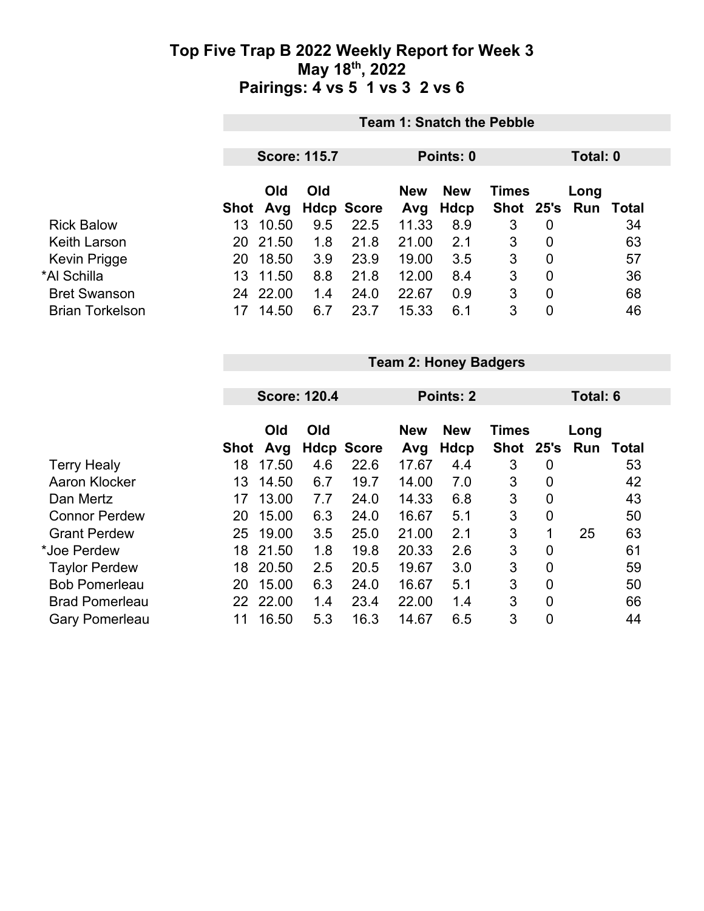# Top Five Trap B 2022 Weekly Report for Week 3

## May 18th, 2022

## Pairings: 4 vs 5  1 vs 3  2 vs 6

### Team 1: Snatch the Pebble

**Score: 115.7** | **Points: 0** | **Total: 0**

| | Shot | Old Avg | Old Hdcp | Score | New Avg | New Hdcp | Times Shot | 25's | Long Run | Total |
|---|---|---|---|---|---|---|---|---|---|---|
| Rick Balow | 13 | 10.50 | 9.5 | 22.5 | 11.33 | 8.9 | 3 | 0 | | 34 |
| Keith Larson | 20 | 21.50 | 1.8 | 21.8 | 21.00 | 2.1 | 3 | 0 | | 63 |
| Kevin Prigge | 20 | 18.50 | 3.9 | 23.9 | 19.00 | 3.5 | 3 | 0 | | 57 |
| *Al Schilla | 13 | 11.50 | 8.8 | 21.8 | 12.00 | 8.4 | 3 | 0 | | 36 |
| Bret Swanson | 24 | 22.00 | 1.4 | 24.0 | 22.67 | 0.9 | 3 | 0 | | 68 |
| Brian Torkelson | 17 | 14.50 | 6.7 | 23.7 | 15.33 | 6.1 | 3 | 0 | | 46 |

### Team 2: Honey Badgers

**Score: 120.4** | **Points: 2** | **Total: 6**

| | Shot | Old Avg | Old Hdcp | Score | New Avg | New Hdcp | Times Shot | 25's | Long Run | Total |
|---|---|---|---|---|---|---|---|---|---|---|
| Terry Healy | 18 | 17.50 | 4.6 | 22.6 | 17.67 | 4.4 | 3 | 0 | | 53 |
| Aaron Klocker | 13 | 14.50 | 6.7 | 19.7 | 14.00 | 7.0 | 3 | 0 | | 42 |
| Dan Mertz | 17 | 13.00 | 7.7 | 24.0 | 14.33 | 6.8 | 3 | 0 | | 43 |
| Connor Perdew | 20 | 15.00 | 6.3 | 24.0 | 16.67 | 5.1 | 3 | 0 | | 50 |
| Grant Perdew | 25 | 19.00 | 3.5 | 25.0 | 21.00 | 2.1 | 3 | 1 | 25 | 63 |
| *Joe Perdew | 18 | 21.50 | 1.8 | 19.8 | 20.33 | 2.6 | 3 | 0 | | 61 |
| Taylor Perdew | 18 | 20.50 | 2.5 | 20.5 | 19.67 | 3.0 | 3 | 0 | | 59 |
| Bob Pomerleau | 20 | 15.00 | 6.3 | 24.0 | 16.67 | 5.1 | 3 | 0 | | 50 |
| Brad Pomerleau | 22 | 22.00 | 1.4 | 23.4 | 22.00 | 1.4 | 3 | 0 | | 66 |
| Gary Pomerleau | 11 | 16.50 | 5.3 | 16.3 | 14.67 | 6.5 | 3 | 0 | | 44 |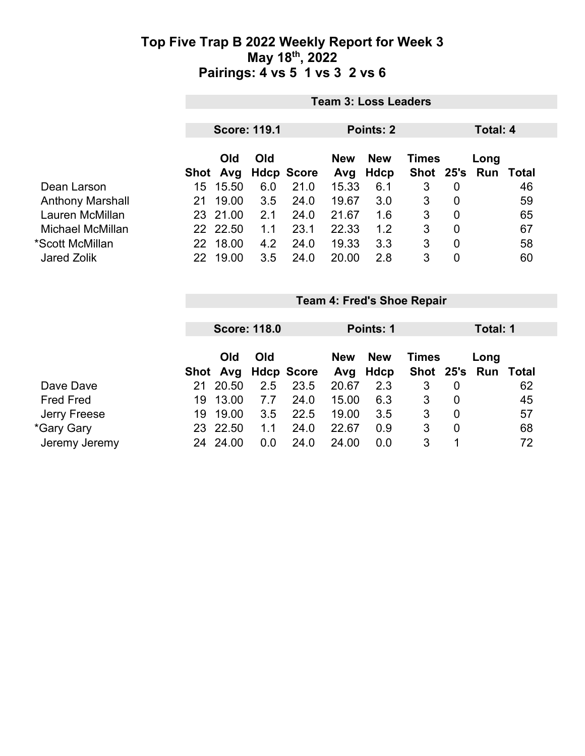# Top Five Trap B 2022 Weekly Report for Week 3

## May 18th, 2022

## Pairings: 4 vs 5 1 vs 3 2 vs 6

### Team 3: Loss Leaders

**Score: 119.1** | **Points: 2** | **Total: 4**

| | Shot | Old Avg | Old Hdcp | Score | New Avg | New Hdcp | Times Shot | 25's | Long Run | Total |
|---|---|---|---|---|---|---|---|---|---|---|
| Dean Larson | 15 | 15.50 | 6.0 | 21.0 | 15.33 | 6.1 | 3 | 0 | | 46 |
| Anthony Marshall | 21 | 19.00 | 3.5 | 24.0 | 19.67 | 3.0 | 3 | 0 | | 59 |
| Lauren McMillan | 23 | 21.00 | 2.1 | 24.0 | 21.67 | 1.6 | 3 | 0 | | 65 |
| Michael McMillan | 22 | 22.50 | 1.1 | 23.1 | 22.33 | 1.2 | 3 | 0 | | 67 |
| *Scott McMillan | 22 | 18.00 | 4.2 | 24.0 | 19.33 | 3.3 | 3 | 0 | | 58 |
| Jared Zolik | 22 | 19.00 | 3.5 | 24.0 | 20.00 | 2.8 | 3 | 0 | | 60 |

### Team 4: Fred's Shoe Repair

**Score: 118.0** | **Points: 1** | **Total: 1**

| | Shot | Old Avg | Old Hdcp | Score | New Avg | New Hdcp | Times Shot | 25's | Long Run | Total |
|---|---|---|---|---|---|---|---|---|---|---|
| Dave Dave | 21 | 20.50 | 2.5 | 23.5 | 20.67 | 2.3 | 3 | 0 | | 62 |
| Fred Fred | 19 | 13.00 | 7.7 | 24.0 | 15.00 | 6.3 | 3 | 0 | | 45 |
| Jerry Freese | 19 | 19.00 | 3.5 | 22.5 | 19.00 | 3.5 | 3 | 0 | | 57 |
| *Gary Gary | 23 | 22.50 | 1.1 | 24.0 | 22.67 | 0.9 | 3 | 0 | | 68 |
| Jeremy Jeremy | 24 | 24.00 | 0.0 | 24.0 | 24.00 | 0.0 | 3 | 1 | | 72 |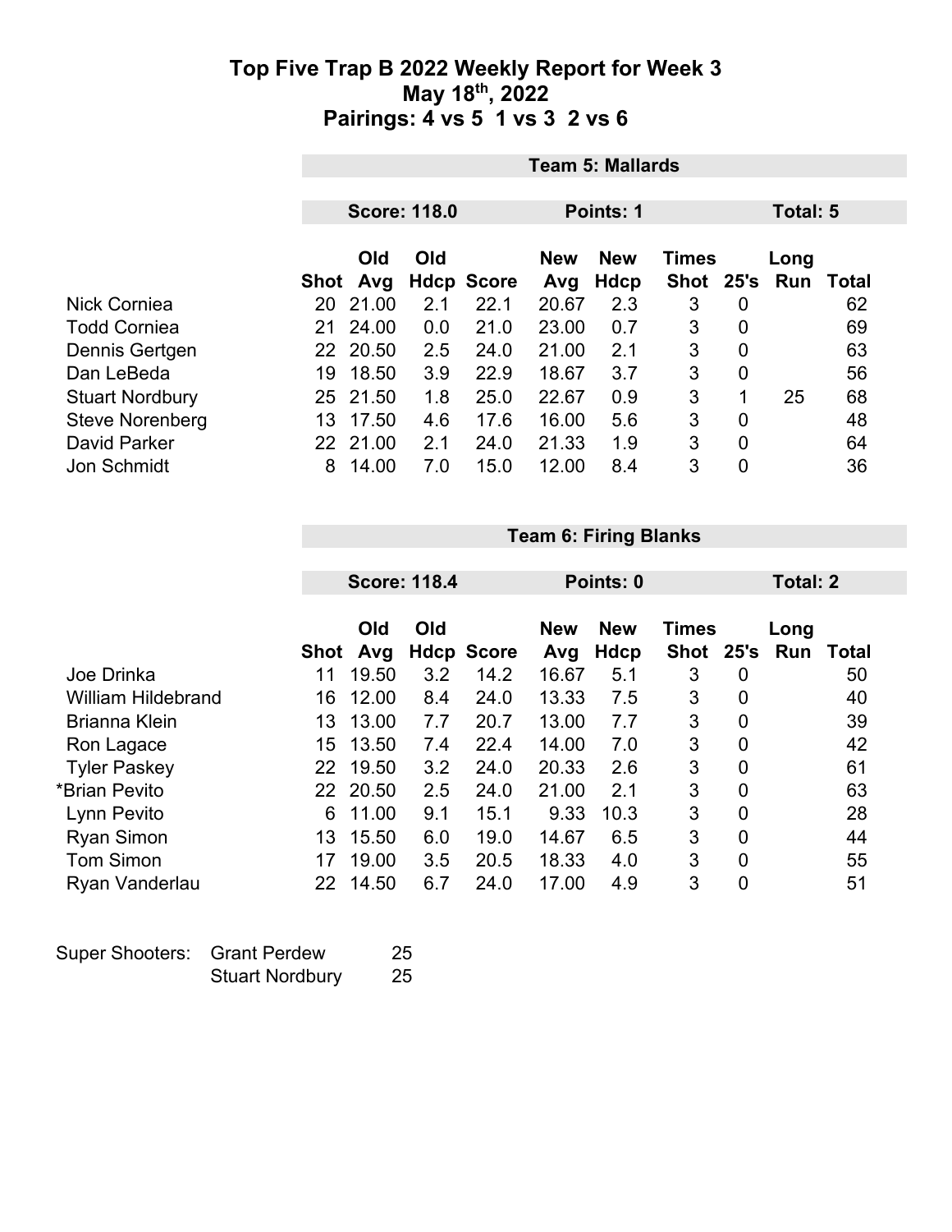# Top Five Trap B 2022 Weekly Report for Week 3
## May 18th, 2022
## Pairings: 4 vs 5 1 vs 3 2 vs 6

**Team 5: Mallards**

**Score: 118.0** | **Points: 1** | **Total: 5**

| | Shot | Old Avg | Old Hdcp | Score | New Avg | New Hdcp | Times Shot | 25's | Long Run | Total |
|---|---|---|---|---|---|---|---|---|---|---|
| Nick Corniea | 20 | 21.00 | 2.1 | 22.1 | 20.67 | 2.3 | 3 | 0 | | 62 |
| Todd Corniea | 21 | 24.00 | 0.0 | 21.0 | 23.00 | 0.7 | 3 | 0 | | 69 |
| Dennis Gertgen | 22 | 20.50 | 2.5 | 24.0 | 21.00 | 2.1 | 3 | 0 | | 63 |
| Dan LeBeda | 19 | 18.50 | 3.9 | 22.9 | 18.67 | 3.7 | 3 | 0 | | 56 |
| Stuart Nordbury | 25 | 21.50 | 1.8 | 25.0 | 22.67 | 0.9 | 3 | 1 | 25 | 68 |
| Steve Norenberg | 13 | 17.50 | 4.6 | 17.6 | 16.00 | 5.6 | 3 | 0 | | 48 |
| David Parker | 22 | 21.00 | 2.1 | 24.0 | 21.33 | 1.9 | 3 | 0 | | 64 |
| Jon Schmidt | 8 | 14.00 | 7.0 | 15.0 | 12.00 | 8.4 | 3 | 0 | | 36 |

**Team 6: Firing Blanks**

**Score: 118.4** | **Points: 0** | **Total: 2**

| | Shot | Old Avg | Old Hdcp | Score | New Avg | New Hdcp | Times Shot | 25's | Long Run | Total |
|---|---|---|---|---|---|---|---|---|---|---|
| Joe Drinka | 11 | 19.50 | 3.2 | 14.2 | 16.67 | 5.1 | 3 | 0 | | 50 |
| William Hildebrand | 16 | 12.00 | 8.4 | 24.0 | 13.33 | 7.5 | 3 | 0 | | 40 |
| Brianna Klein | 13 | 13.00 | 7.7 | 20.7 | 13.00 | 7.7 | 3 | 0 | | 39 |
| Ron Lagace | 15 | 13.50 | 7.4 | 22.4 | 14.00 | 7.0 | 3 | 0 | | 42 |
| Tyler Paskey | 22 | 19.50 | 3.2 | 24.0 | 20.33 | 2.6 | 3 | 0 | | 61 |
| *Brian Pevito | 22 | 20.50 | 2.5 | 24.0 | 21.00 | 2.1 | 3 | 0 | | 63 |
| Lynn Pevito | 6 | 11.00 | 9.1 | 15.1 | 9.33 | 10.3 | 3 | 0 | | 28 |
| Ryan Simon | 13 | 15.50 | 6.0 | 19.0 | 14.67 | 6.5 | 3 | 0 | | 44 |
| Tom Simon | 17 | 19.00 | 3.5 | 20.5 | 18.33 | 4.0 | 3 | 0 | | 55 |
| Ryan Vanderlau | 22 | 14.50 | 6.7 | 24.0 | 17.00 | 4.9 | 3 | 0 | | 51 |

| Super Shooters: | | |
|---|---|---|
| | Grant Perdew | 25 |
| | Stuart Nordbury | 25 |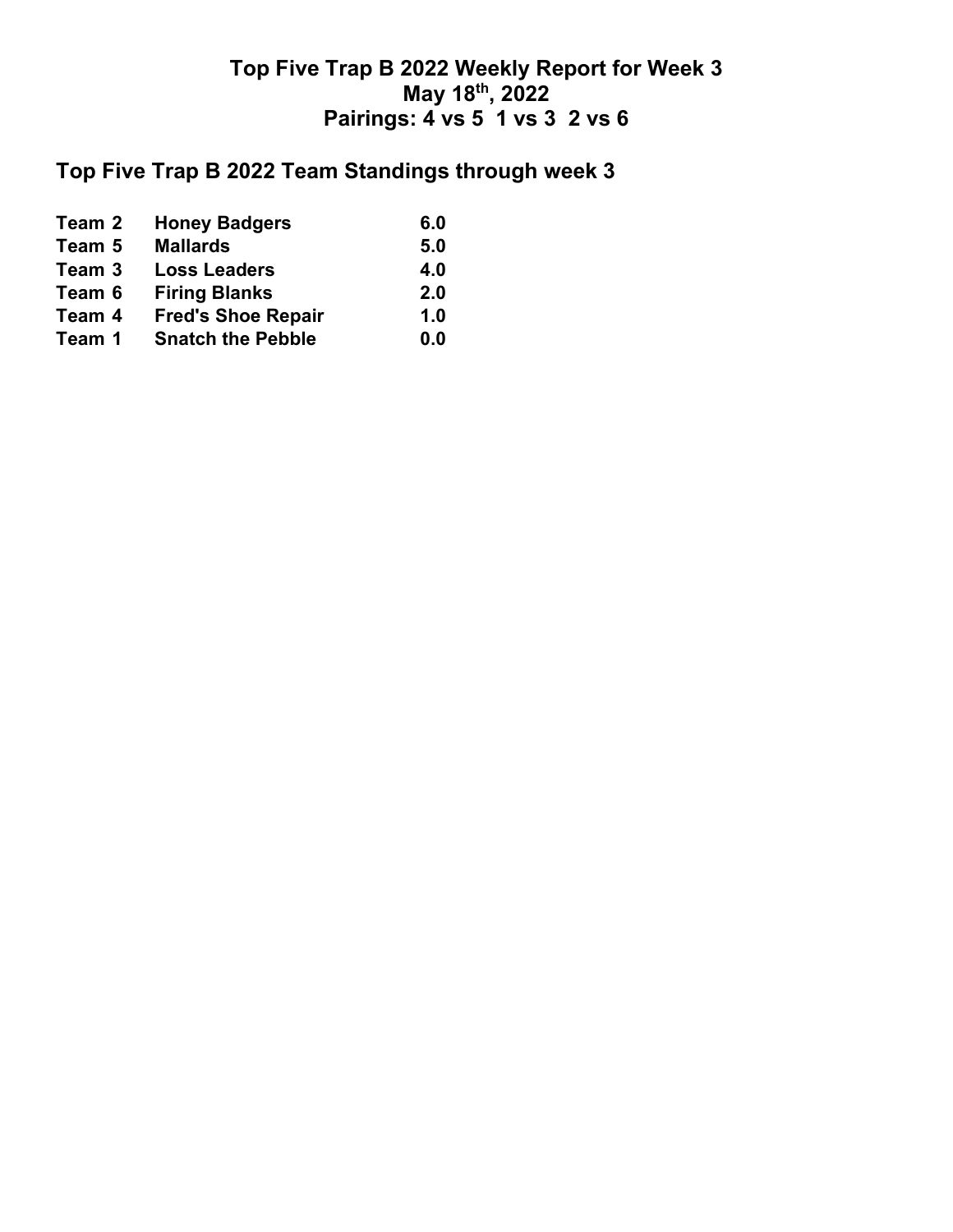# Top Five Trap B 2022 Weekly Report for Week 3
## May 18th, 2022
## Pairings: 4 vs 5 1 vs 3 2 vs 6

## Top Five Trap B 2022 Team Standings through week 3

| | | |
|---|---|---|
| **Team 2** | **Honey Badgers** | **6.0** |
| **Team 5** | **Mallards** | **5.0** |
| **Team 3** | **Loss Leaders** | **4.0** |
| **Team 6** | **Firing Blanks** | **2.0** |
| **Team 4** | **Fred's Shoe Repair** | **1.0** |
| **Team 1** | **Snatch the Pebble** | **0.0** |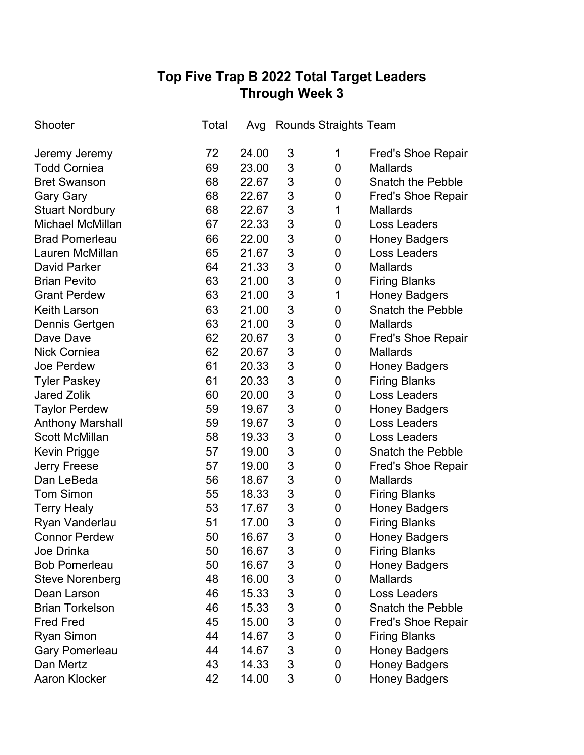# Top Five Trap B 2022 Total Target Leaders
## Through Week 3

| Shooter | Total | Avg | Rounds | Straights | Team |
|---|---|---|---|---|---|
| Jeremy Jeremy | 72 | 24.00 | 3 | 1 | Fred's Shoe Repair |
| Todd Corniea | 69 | 23.00 | 3 | 0 | Mallards |
| Bret Swanson | 68 | 22.67 | 3 | 0 | Snatch the Pebble |
| Gary Gary | 68 | 22.67 | 3 | 0 | Fred's Shoe Repair |
| Stuart Nordbury | 68 | 22.67 | 3 | 1 | Mallards |
| Michael McMillan | 67 | 22.33 | 3 | 0 | Loss Leaders |
| Brad Pomerleau | 66 | 22.00 | 3 | 0 | Honey Badgers |
| Lauren McMillan | 65 | 21.67 | 3 | 0 | Loss Leaders |
| David Parker | 64 | 21.33 | 3 | 0 | Mallards |
| Brian Pevito | 63 | 21.00 | 3 | 0 | Firing Blanks |
| Grant Perdew | 63 | 21.00 | 3 | 1 | Honey Badgers |
| Keith Larson | 63 | 21.00 | 3 | 0 | Snatch the Pebble |
| Dennis Gertgen | 63 | 21.00 | 3 | 0 | Mallards |
| Dave Dave | 62 | 20.67 | 3 | 0 | Fred's Shoe Repair |
| Nick Corniea | 62 | 20.67 | 3 | 0 | Mallards |
| Joe Perdew | 61 | 20.33 | 3 | 0 | Honey Badgers |
| Tyler Paskey | 61 | 20.33 | 3 | 0 | Firing Blanks |
| Jared Zolik | 60 | 20.00 | 3 | 0 | Loss Leaders |
| Taylor Perdew | 59 | 19.67 | 3 | 0 | Honey Badgers |
| Anthony Marshall | 59 | 19.67 | 3 | 0 | Loss Leaders |
| Scott McMillan | 58 | 19.33 | 3 | 0 | Loss Leaders |
| Kevin Prigge | 57 | 19.00 | 3 | 0 | Snatch the Pebble |
| Jerry Freese | 57 | 19.00 | 3 | 0 | Fred's Shoe Repair |
| Dan LeBeda | 56 | 18.67 | 3 | 0 | Mallards |
| Tom Simon | 55 | 18.33 | 3 | 0 | Firing Blanks |
| Terry Healy | 53 | 17.67 | 3 | 0 | Honey Badgers |
| Ryan Vanderlau | 51 | 17.00 | 3 | 0 | Firing Blanks |
| Connor Perdew | 50 | 16.67 | 3 | 0 | Honey Badgers |
| Joe Drinka | 50 | 16.67 | 3 | 0 | Firing Blanks |
| Bob Pomerleau | 50 | 16.67 | 3 | 0 | Honey Badgers |
| Steve Norenberg | 48 | 16.00 | 3 | 0 | Mallards |
| Dean Larson | 46 | 15.33 | 3 | 0 | Loss Leaders |
| Brian Torkelson | 46 | 15.33 | 3 | 0 | Snatch the Pebble |
| Fred Fred | 45 | 15.00 | 3 | 0 | Fred's Shoe Repair |
| Ryan Simon | 44 | 14.67 | 3 | 0 | Firing Blanks |
| Gary Pomerleau | 44 | 14.67 | 3 | 0 | Honey Badgers |
| Dan Mertz | 43 | 14.33 | 3 | 0 | Honey Badgers |
| Aaron Klocker | 42 | 14.00 | 3 | 0 | Honey Badgers |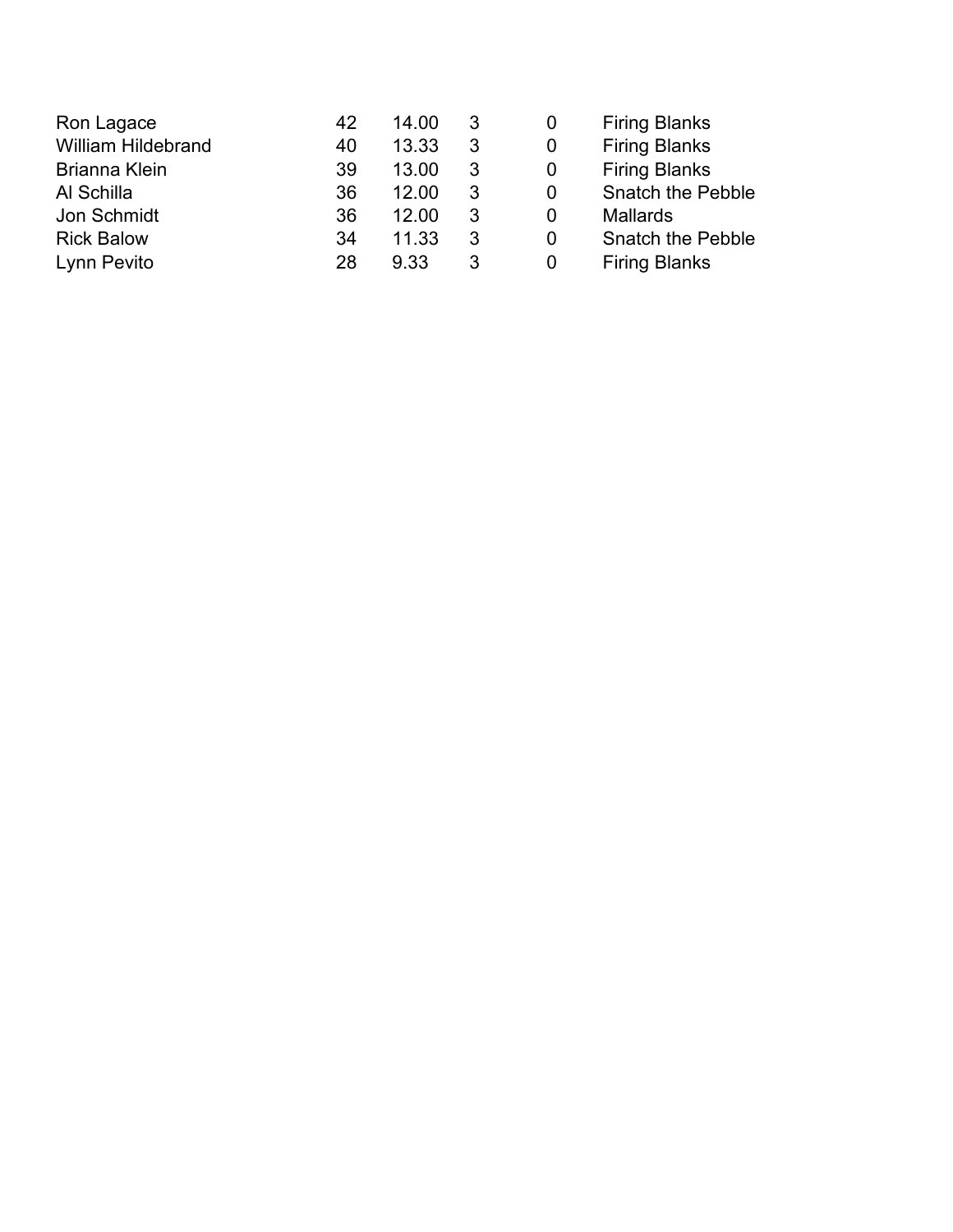| | | | | | |
|---|---|---|---|---|---|
| Ron Lagace | 42 | 14.00 | 3 | 0 | Firing Blanks |
| William Hildebrand | 40 | 13.33 | 3 | 0 | Firing Blanks |
| Brianna Klein | 39 | 13.00 | 3 | 0 | Firing Blanks |
| Al Schilla | 36 | 12.00 | 3 | 0 | Snatch the Pebble |
| Jon Schmidt | 36 | 12.00 | 3 | 0 | Mallards |
| Rick Balow | 34 | 11.33 | 3 | 0 | Snatch the Pebble |
| Lynn Pevito | 28 | 9.33 | 3 | 0 | Firing Blanks |